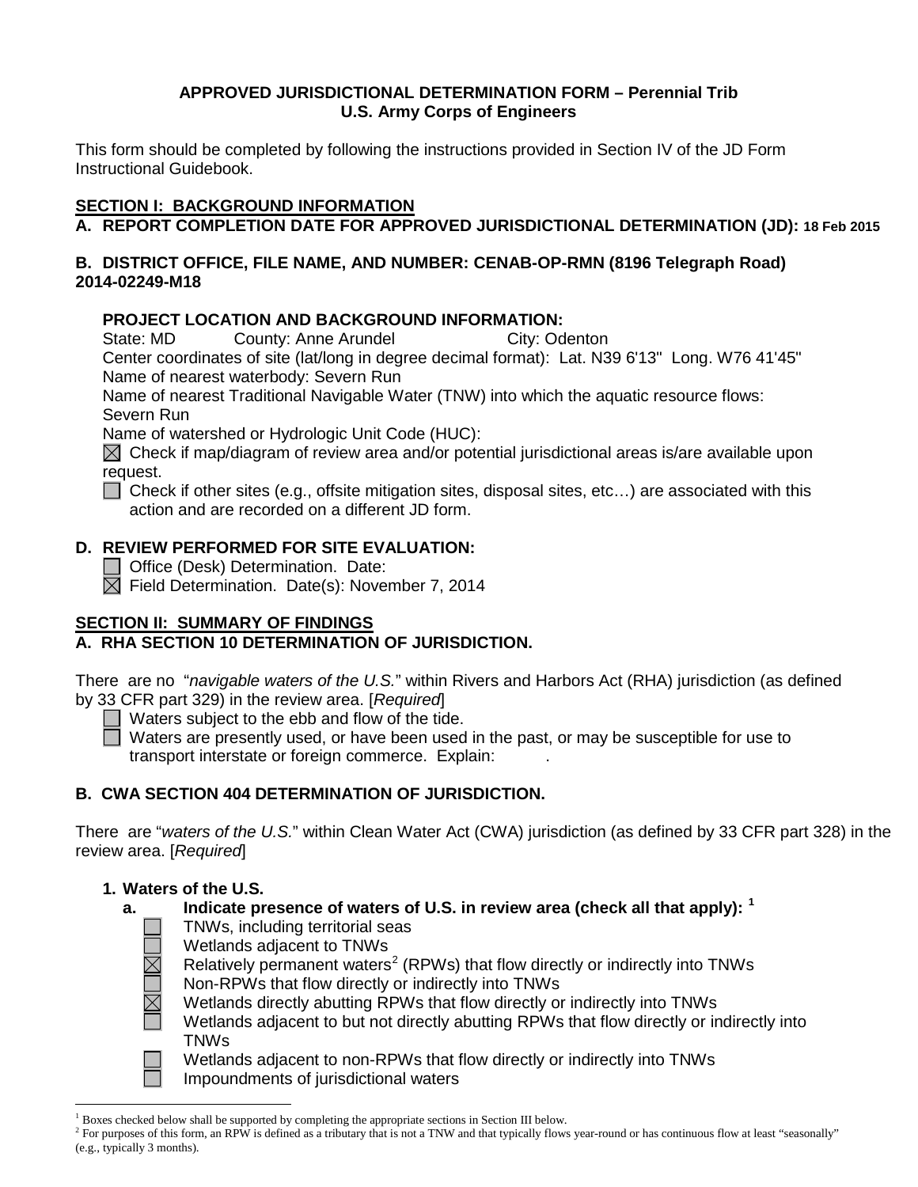**APPROVED JURISDICTIONAL DETERMINATION FORM – Perennial Trib**
**U.S. Army Corps of Engineers**

This form should be completed by following the instructions provided in Section IV of the JD Form Instructional Guidebook.

## SECTION I: BACKGROUND INFORMATION

**A. REPORT COMPLETION DATE FOR APPROVED JURISDICTIONAL DETERMINATION (JD): 18 Feb 2015**

**B. DISTRICT OFFICE, FILE NAME, AND NUMBER: CENAB-OP-RMN (8196 Telegraph Road) 2014-02249-M18**

**PROJECT LOCATION AND BACKGROUND INFORMATION:**

State: MD County: Anne Arundel City: Odenton

Center coordinates of site (lat/long in degree decimal format): Lat. N39 6'13" Long. W76 41'45"

Name of nearest waterbody: Severn Run

Name of nearest Traditional Navigable Water (TNW) into which the aquatic resource flows: Severn Run

Name of watershed or Hydrologic Unit Code (HUC):

☒ Check if map/diagram of review area and/or potential jurisdictional areas is/are available upon request.

☐ Check if other sites (e.g., offsite mitigation sites, disposal sites, etc…) are associated with this action and are recorded on a different JD form.

**D. REVIEW PERFORMED FOR SITE EVALUATION:**

☐ Office (Desk) Determination. Date:

☒ Field Determination. Date(s): November 7, 2014

## SECTION II: SUMMARY OF FINDINGS

**A. RHA SECTION 10 DETERMINATION OF JURISDICTION.**

There are no "*navigable waters of the U.S.*" within Rivers and Harbors Act (RHA) jurisdiction (as defined by 33 CFR part 329) in the review area. [*Required*]

☐ Waters subject to the ebb and flow of the tide.

☐ Waters are presently used, or have been used in the past, or may be susceptible for use to transport interstate or foreign commerce. Explain: .

**B. CWA SECTION 404 DETERMINATION OF JURISDICTION.**

There are "*waters of the U.S.*" within Clean Water Act (CWA) jurisdiction (as defined by 33 CFR part 328) in the review area. [*Required*]

**1. Waters of the U.S.**

**a. Indicate presence of waters of U.S. in review area (check all that apply):** [1]

☐ TNWs, including territorial seas

☐ Wetlands adjacent to TNWs

☒ Relatively permanent waters[2] (RPWs) that flow directly or indirectly into TNWs

☐ Non-RPWs that flow directly or indirectly into TNWs

☒ Wetlands directly abutting RPWs that flow directly or indirectly into TNWs

☐ Wetlands adjacent to but not directly abutting RPWs that flow directly or indirectly into TNWs

☐ Wetlands adjacent to non-RPWs that flow directly or indirectly into TNWs

☐ Impoundments of jurisdictional waters

---

[1] Boxes checked below shall be supported by completing the appropriate sections in Section III below.

[2] For purposes of this form, an RPW is defined as a tributary that is not a TNW and that typically flows year-round or has continuous flow at least "seasonally" (e.g., typically 3 months).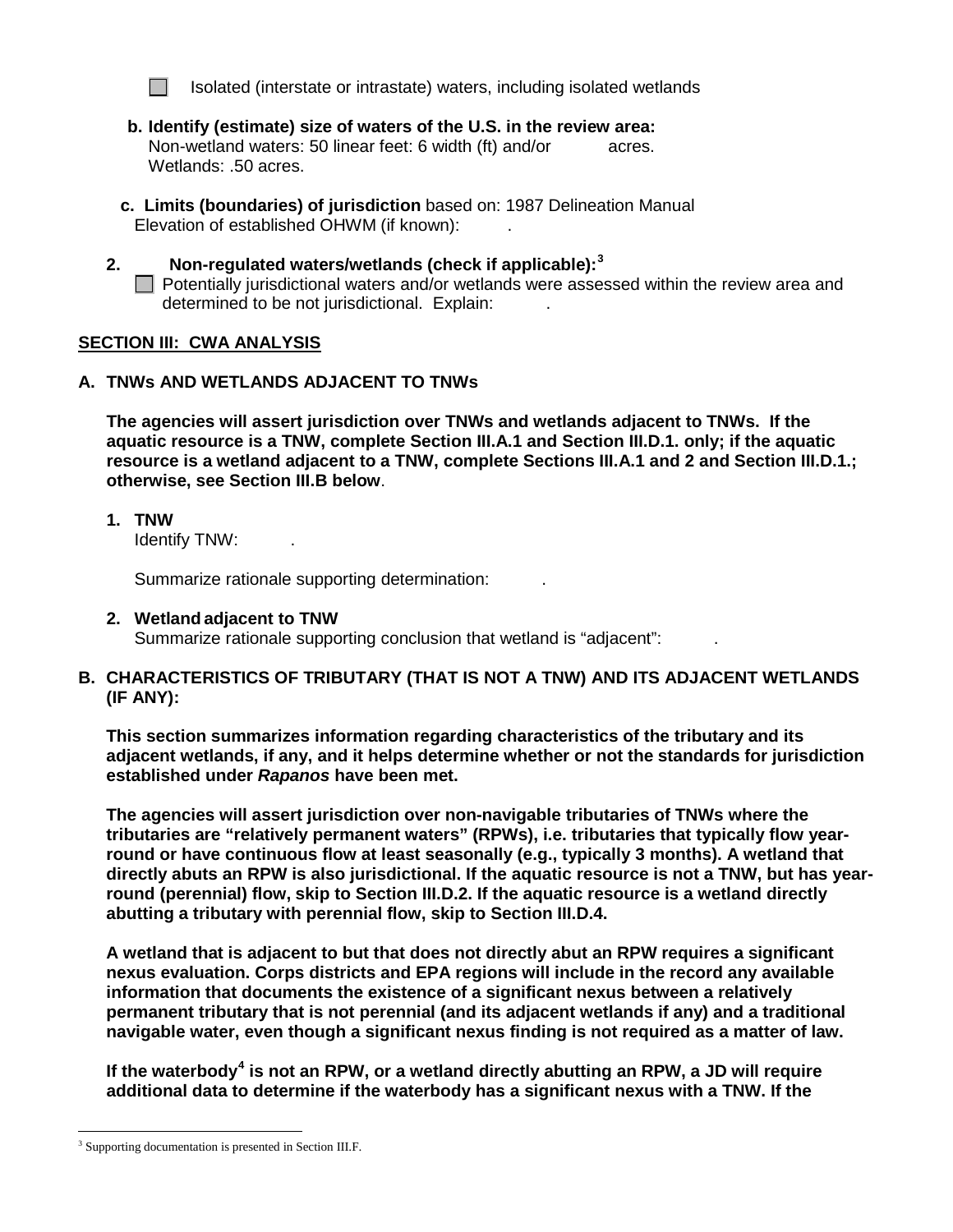☐ Isolated (interstate or intrastate) waters, including isolated wetlands

**b. Identify (estimate) size of waters of the U.S. in the review area:**
Non-wetland waters: 50 linear feet: 6 width (ft) and/or acres.
Wetlands: .50 acres.

**c. Limits (boundaries) of jurisdiction** based on: 1987 Delineation Manual
Elevation of established OHWM (if known): .

**2. Non-regulated waters/wetlands (check if applicable):**[3]

☐ Potentially jurisdictional waters and/or wetlands were assessed within the review area and determined to be not jurisdictional. Explain: .

## SECTION III: CWA ANALYSIS

### A. TNWs AND WETLANDS ADJACENT TO TNWs

**The agencies will assert jurisdiction over TNWs and wetlands adjacent to TNWs. If the aquatic resource is a TNW, complete Section III.A.1 and Section III.D.1. only; if the aquatic resource is a wetland adjacent to a TNW, complete Sections III.A.1 and 2 and Section III.D.1.; otherwise, see Section III.B below**.

**1. TNW**
Identify TNW: .

Summarize rationale supporting determination: .

**2. Wetland adjacent to TNW**
Summarize rationale supporting conclusion that wetland is "adjacent": .

### B. CHARACTERISTICS OF TRIBUTARY (THAT IS NOT A TNW) AND ITS ADJACENT WETLANDS (IF ANY):

**This section summarizes information regarding characteristics of the tributary and its adjacent wetlands, if any, and it helps determine whether or not the standards for jurisdiction established under *Rapanos* have been met.**

**The agencies will assert jurisdiction over non-navigable tributaries of TNWs where the tributaries are "relatively permanent waters" (RPWs), i.e. tributaries that typically flow year-round or have continuous flow at least seasonally (e.g., typically 3 months). A wetland that directly abuts an RPW is also jurisdictional. If the aquatic resource is not a TNW, but has year-round (perennial) flow, skip to Section III.D.2. If the aquatic resource is a wetland directly abutting a tributary with perennial flow, skip to Section III.D.4.**

**A wetland that is adjacent to but that does not directly abut an RPW requires a significant nexus evaluation. Corps districts and EPA regions will include in the record any available information that documents the existence of a significant nexus between a relatively permanent tributary that is not perennial (and its adjacent wetlands if any) and a traditional navigable water, even though a significant nexus finding is not required as a matter of law.**

**If the waterbody[4] is not an RPW, or a wetland directly abutting an RPW, a JD will require additional data to determine if the waterbody has a significant nexus with a TNW. If the**

[3] Supporting documentation is presented in Section III.F.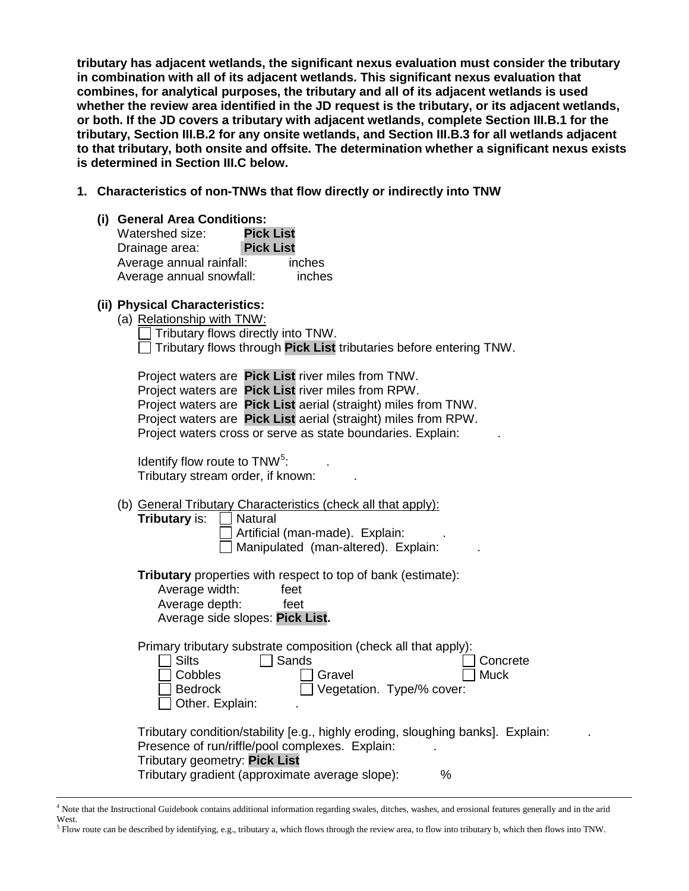**tributary has adjacent wetlands, the significant nexus evaluation must consider the tributary in combination with all of its adjacent wetlands. This significant nexus evaluation that combines, for analytical purposes, the tributary and all of its adjacent wetlands is used whether the review area identified in the JD request is the tributary, or its adjacent wetlands, or both. If the JD covers a tributary with adjacent wetlands, complete Section III.B.1 for the tributary, Section III.B.2 for any onsite wetlands, and Section III.B.3 for all wetlands adjacent to that tributary, both onsite and offsite. The determination whether a significant nexus exists is determined in Section III.C below.**

**1. Characteristics of non-TNWs that flow directly or indirectly into TNW**

**(i) General Area Conditions:**

Watershed size: **Pick List**
Drainage area: **Pick List**
Average annual rainfall: inches
Average annual snowfall: inches

**(ii) Physical Characteristics:**

(a) Relationship with TNW:

☐ Tributary flows directly into TNW.
☐ Tributary flows through **Pick List** tributaries before entering TNW.

Project waters are **Pick List** river miles from TNW.
Project waters are **Pick List** river miles from RPW.
Project waters are **Pick List** aerial (straight) miles from TNW.
Project waters are **Pick List** aerial (straight) miles from RPW.
Project waters cross or serve as state boundaries. Explain: .

Identify flow route to TNW[5]: .
Tributary stream order, if known: .

(b) General Tributary Characteristics (check all that apply):

**Tributary** is: ☐ Natural
☐ Artificial (man-made). Explain: .
☐ Manipulated (man-altered). Explain: .

**Tributary** properties with respect to top of bank (estimate):
Average width: feet
Average depth: feet
Average side slopes: **Pick List.**

Primary tributary substrate composition (check all that apply):

☐ Silts ☐ Sands ☐ Concrete
☐ Cobbles ☐ Gravel ☐ Muck
☐ Bedrock ☐ Vegetation. Type/% cover:
☐ Other. Explain: .

Tributary condition/stability [e.g., highly eroding, sloughing banks]. Explain: .
Presence of run/riffle/pool complexes. Explain: .
Tributary geometry: **Pick List**
Tributary gradient (approximate average slope): %

---

[4] Note that the Instructional Guidebook contains additional information regarding swales, ditches, washes, and erosional features generally and in the arid West.
[5] Flow route can be described by identifying, e.g., tributary a, which flows through the review area, to flow into tributary b, which then flows into TNW.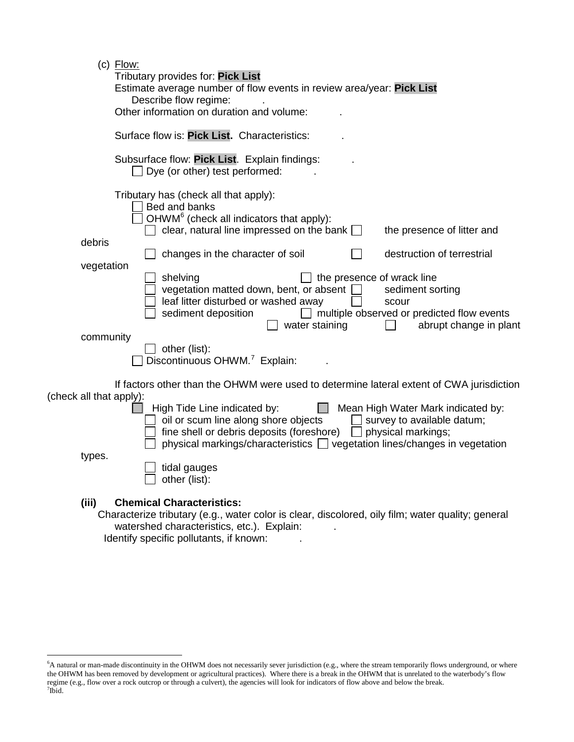(c) Flow:

Tributary provides for: **Pick List**

Estimate average number of flow events in review area/year: **Pick List**

Describe flow regime: .

Other information on duration and volume: .

Surface flow is: **Pick List.** Characteristics: .

Subsurface flow: **Pick List**. Explain findings: .

☐ Dye (or other) test performed: .

Tributary has (check all that apply):

☐ Bed and banks

☐ OHWM[6] (check all indicators that apply):

- ☐ clear, natural line impressed on the bank
- ☐ the presence of litter and debris
- ☐ changes in the character of soil
- ☐ destruction of terrestrial vegetation
- ☐ shelving
- ☐ the presence of wrack line
- ☐ vegetation matted down, bent, or absent
- ☐ sediment sorting
- ☐ leaf litter disturbed or washed away
- ☐ scour
- ☐ sediment deposition
- ☐ multiple observed or predicted flow events
- ☐ water staining
- ☐ abrupt change in plant community
- ☐ other (list):

☐ Discontinuous OHWM.[7] Explain: .

If factors other than the OHWM were used to determine lateral extent of CWA jurisdiction (check all that apply):

☐ High Tide Line indicated by:

- ☐ oil or scum line along shore objects
- ☐ fine shell or debris deposits (foreshore)
- ☐ physical markings/characteristics
- ☐ tidal gauges
- ☐ other (list):

☐ Mean High Water Mark indicated by:

- ☐ survey to available datum;
- ☐ physical markings;
- ☐ vegetation lines/changes in vegetation types.

**(iii) Chemical Characteristics:**

Characterize tributary (e.g., water color is clear, discolored, oily film; water quality; general watershed characteristics, etc.). Explain: .

Identify specific pollutants, if known: .

---

[6] A natural or man-made discontinuity in the OHWM does not necessarily sever jurisdiction (e.g., where the stream temporarily flows underground, or where the OHWM has been removed by development or agricultural practices). Where there is a break in the OHWM that is unrelated to the waterbody's flow regime (e.g., flow over a rock outcrop or through a culvert), the agencies will look for indicators of flow above and below the break.

[7] Ibid.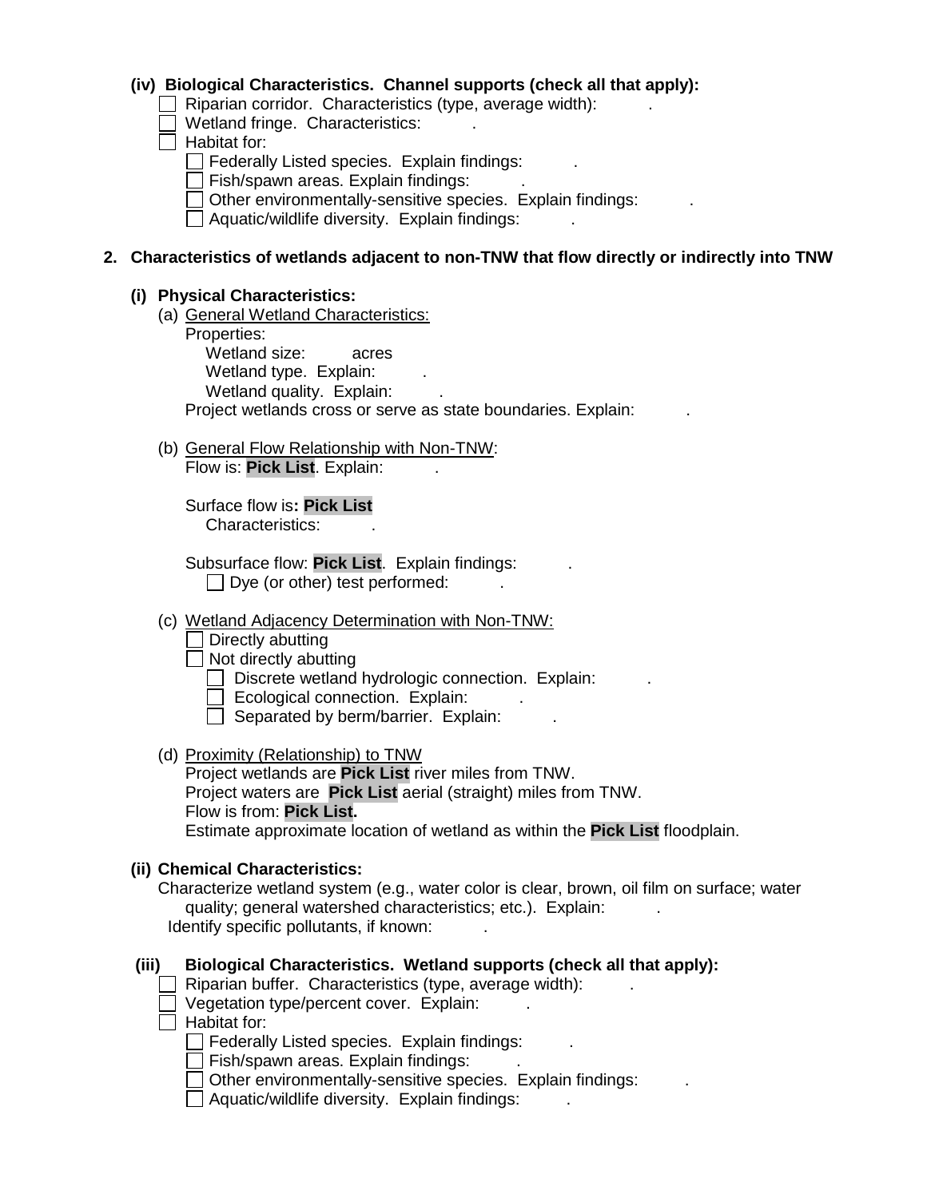**(iv) Biological Characteristics. Channel supports (check all that apply):**

- ☐ Riparian corridor. Characteristics (type, average width): .
- ☐ Wetland fringe. Characteristics: .
- ☐ Habitat for:
  - ☐ Federally Listed species. Explain findings: .
  - ☐ Fish/spawn areas. Explain findings: .
  - ☐ Other environmentally-sensitive species. Explain findings: .
  - ☐ Aquatic/wildlife diversity. Explain findings: .

**2. Characteristics of wetlands adjacent to non-TNW that flow directly or indirectly into TNW**

**(i) Physical Characteristics:**

(a) General Wetland Characteristics:

Properties:

Wetland size: acres

Wetland type. Explain: .

Wetland quality. Explain: .

Project wetlands cross or serve as state boundaries. Explain: .

(b) General Flow Relationship with Non-TNW:

Flow is: **Pick List**. Explain: .

Surface flow is**: Pick List**

Characteristics: .

Subsurface flow: **Pick List**. Explain findings: .

- ☐ Dye (or other) test performed: .

(c) Wetland Adjacency Determination with Non-TNW:

- ☐ Directly abutting
- ☐ Not directly abutting
  - ☐ Discrete wetland hydrologic connection. Explain: .
  - ☐ Ecological connection. Explain: .
  - ☐ Separated by berm/barrier. Explain: .

(d) Proximity (Relationship) to TNW

Project wetlands are **Pick List** river miles from TNW.

Project waters are **Pick List** aerial (straight) miles from TNW.

Flow is from: **Pick List.**

Estimate approximate location of wetland as within the **Pick List** floodplain.

**(ii) Chemical Characteristics:**

Characterize wetland system (e.g., water color is clear, brown, oil film on surface; water quality; general watershed characteristics; etc.). Explain: .

Identify specific pollutants, if known: .

**(iii) Biological Characteristics. Wetland supports (check all that apply):**

- ☐ Riparian buffer. Characteristics (type, average width): .
- ☐ Vegetation type/percent cover. Explain: .
- ☐ Habitat for:
  - ☐ Federally Listed species. Explain findings: .
  - ☐ Fish/spawn areas. Explain findings: .
  - ☐ Other environmentally-sensitive species. Explain findings: .
  - ☐ Aquatic/wildlife diversity. Explain findings: .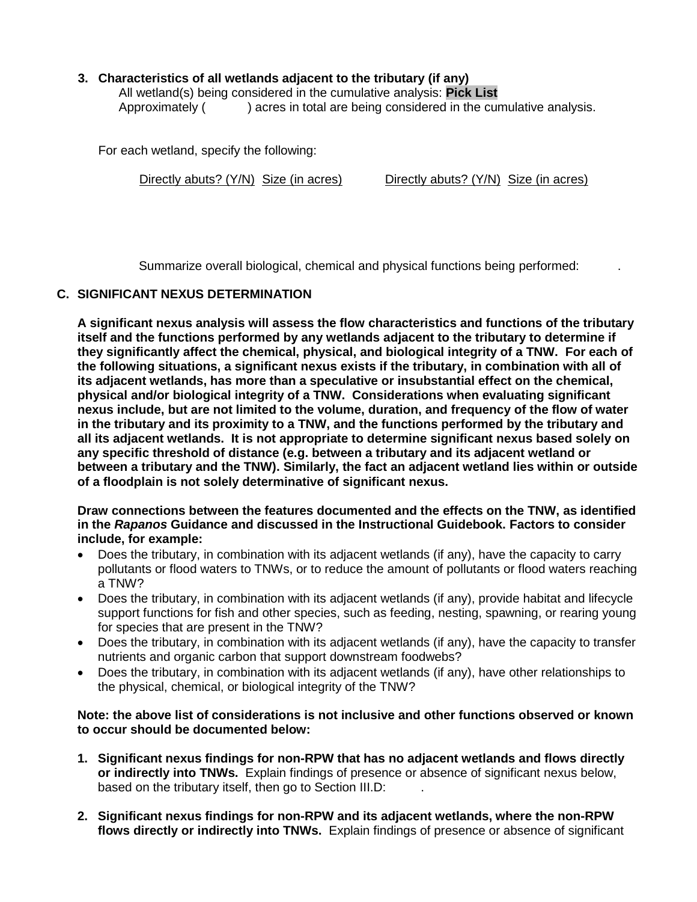3. **Characteristics of all wetlands adjacent to the tributary (if any)**
   All wetland(s) being considered in the cumulative analysis: **Pick List**
   Approximately (          ) acres in total are being considered in the cumulative analysis.

   For each wetland, specify the following:

   | Directly abuts? (Y/N) | Size (in acres) | Directly abuts? (Y/N) | Size (in acres) |
   |---|---|---|---|
   | | | | |

   Summarize overall biological, chemical and physical functions being performed:          .

## C. SIGNIFICANT NEXUS DETERMINATION

**A significant nexus analysis will assess the flow characteristics and functions of the tributary itself and the functions performed by any wetlands adjacent to the tributary to determine if they significantly affect the chemical, physical, and biological integrity of a TNW. For each of the following situations, a significant nexus exists if the tributary, in combination with all of its adjacent wetlands, has more than a speculative or insubstantial effect on the chemical, physical and/or biological integrity of a TNW. Considerations when evaluating significant nexus include, but are not limited to the volume, duration, and frequency of the flow of water in the tributary and its proximity to a TNW, and the functions performed by the tributary and all its adjacent wetlands. It is not appropriate to determine significant nexus based solely on any specific threshold of distance (e.g. between a tributary and its adjacent wetland or between a tributary and the TNW). Similarly, the fact an adjacent wetland lies within or outside of a floodplain is not solely determinative of significant nexus.**

**Draw connections between the features documented and the effects on the TNW, as identified in the *Rapanos* Guidance and discussed in the Instructional Guidebook. Factors to consider include, for example:**

- Does the tributary, in combination with its adjacent wetlands (if any), have the capacity to carry pollutants or flood waters to TNWs, or to reduce the amount of pollutants or flood waters reaching a TNW?
- Does the tributary, in combination with its adjacent wetlands (if any), provide habitat and lifecycle support functions for fish and other species, such as feeding, nesting, spawning, or rearing young for species that are present in the TNW?
- Does the tributary, in combination with its adjacent wetlands (if any), have the capacity to transfer nutrients and organic carbon that support downstream foodwebs?
- Does the tributary, in combination with its adjacent wetlands (if any), have other relationships to the physical, chemical, or biological integrity of the TNW?

**Note: the above list of considerations is not inclusive and other functions observed or known to occur should be documented below:**

1. **Significant nexus findings for non-RPW that has no adjacent wetlands and flows directly or indirectly into TNWs.** Explain findings of presence or absence of significant nexus below, based on the tributary itself, then go to Section III.D:          .

2. **Significant nexus findings for non-RPW and its adjacent wetlands, where the non-RPW flows directly or indirectly into TNWs.** Explain findings of presence or absence of significant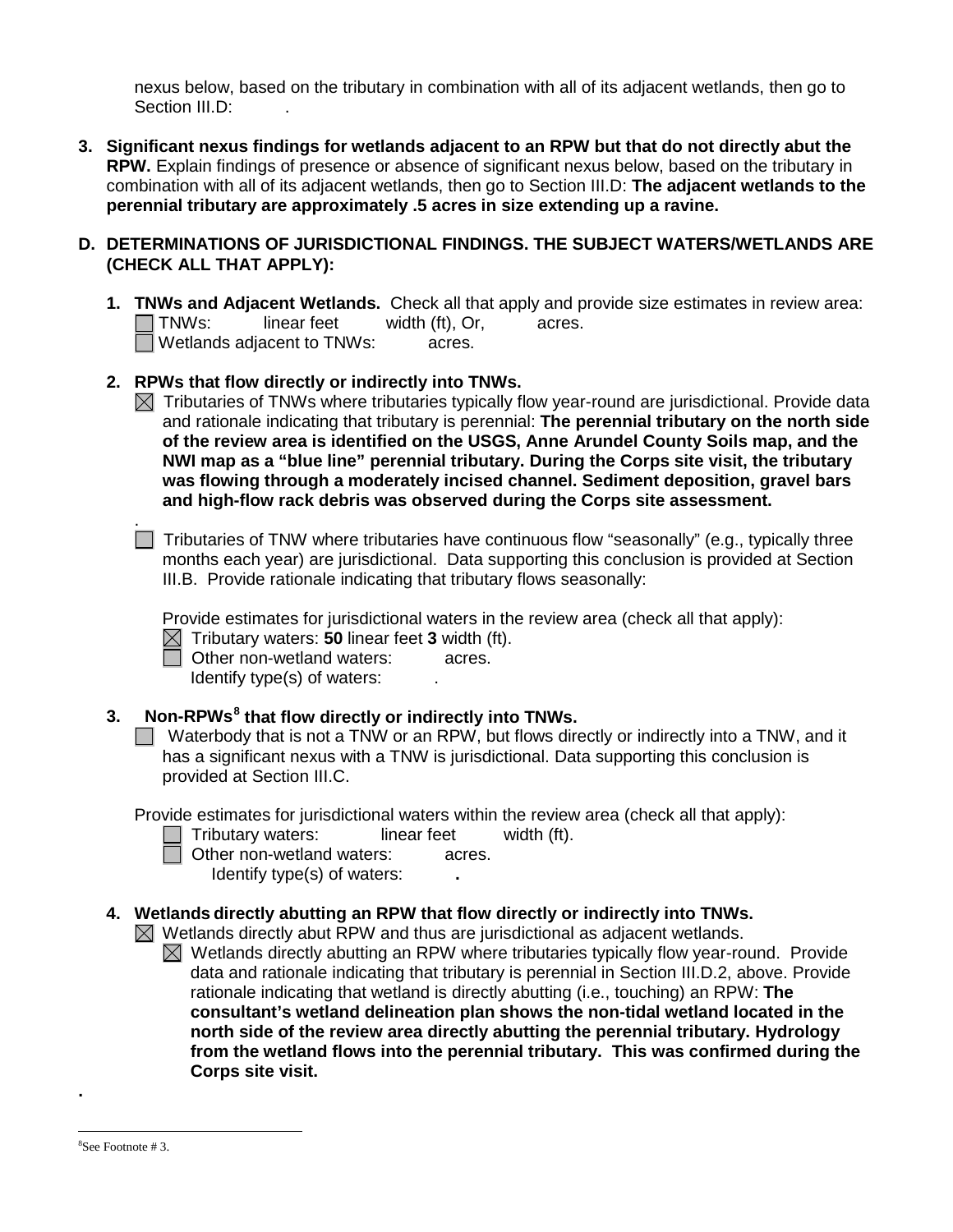nexus below, based on the tributary in combination with all of its adjacent wetlands, then go to Section III.D: .

**3. Significant nexus findings for wetlands adjacent to an RPW but that do not directly abut the RPW.** Explain findings of presence or absence of significant nexus below, based on the tributary in combination with all of its adjacent wetlands, then go to Section III.D: **The adjacent wetlands to the perennial tributary are approximately .5 acres in size extending up a ravine.**

## D. DETERMINATIONS OF JURISDICTIONAL FINDINGS. THE SUBJECT WATERS/WETLANDS ARE (CHECK ALL THAT APPLY):

**1. TNWs and Adjacent Wetlands.** Check all that apply and provide size estimates in review area:

☐ TNWs: linear feet width (ft), Or, acres.
☐ Wetlands adjacent to TNWs: acres.

**2. RPWs that flow directly or indirectly into TNWs.**

☒ Tributaries of TNWs where tributaries typically flow year-round are jurisdictional. Provide data and rationale indicating that tributary is perennial: **The perennial tributary on the north side of the review area is identified on the USGS, Anne Arundel County Soils map, and the NWI map as a "blue line" perennial tributary. During the Corps site visit, the tributary was flowing through a moderately incised channel. Sediment deposition, gravel bars and high-flow rack debris was observed during the Corps site assessment.**

.

☐ Tributaries of TNW where tributaries have continuous flow "seasonally" (e.g., typically three months each year) are jurisdictional. Data supporting this conclusion is provided at Section III.B. Provide rationale indicating that tributary flows seasonally:

Provide estimates for jurisdictional waters in the review area (check all that apply):

☒ Tributary waters: **50** linear feet **3** width (ft).
☐ Other non-wetland waters: acres.
Identify type(s) of waters: .

**3. Non-RPWs[8] that flow directly or indirectly into TNWs.**

☐ Waterbody that is not a TNW or an RPW, but flows directly or indirectly into a TNW, and it has a significant nexus with a TNW is jurisdictional. Data supporting this conclusion is provided at Section III.C.

Provide estimates for jurisdictional waters within the review area (check all that apply):

☐ Tributary waters: linear feet width (ft).
☐ Other non-wetland waters: acres.
Identify type(s) of waters: **.**

**4. Wetlands directly abutting an RPW that flow directly or indirectly into TNWs.**

☒ Wetlands directly abut RPW and thus are jurisdictional as adjacent wetlands.

☒ Wetlands directly abutting an RPW where tributaries typically flow year-round. Provide data and rationale indicating that tributary is perennial in Section III.D.2, above. Provide rationale indicating that wetland is directly abutting (i.e., touching) an RPW: **The consultant's wetland delineation plan shows the non-tidal wetland located in the north side of the review area directly abutting the perennial tributary. Hydrology from the wetland flows into the perennial tributary. This was confirmed during the Corps site visit.**

**.**

---

[8]See Footnote # 3.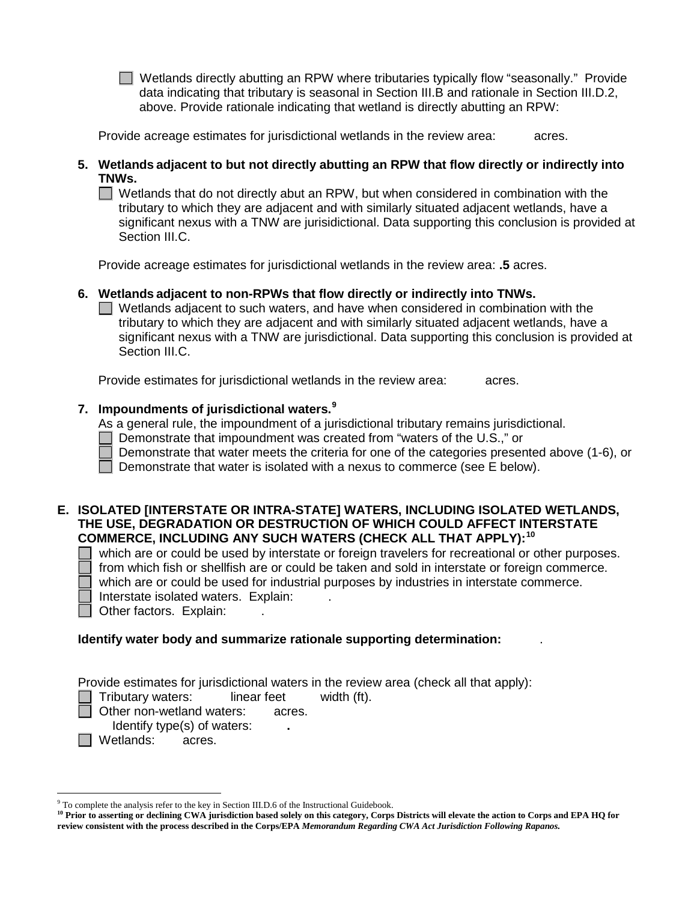☐ Wetlands directly abutting an RPW where tributaries typically flow "seasonally." Provide data indicating that tributary is seasonal in Section III.B and rationale in Section III.D.2, above. Provide rationale indicating that wetland is directly abutting an RPW:

Provide acreage estimates for jurisdictional wetlands in the review area: acres.

**5. Wetlands adjacent to but not directly abutting an RPW that flow directly or indirectly into TNWs.**

☐ Wetlands that do not directly abut an RPW, but when considered in combination with the tributary to which they are adjacent and with similarly situated adjacent wetlands, have a significant nexus with a TNW are jurisidictional. Data supporting this conclusion is provided at Section III.C.

Provide acreage estimates for jurisdictional wetlands in the review area: **.5** acres.

**6. Wetlands adjacent to non-RPWs that flow directly or indirectly into TNWs.**

☐ Wetlands adjacent to such waters, and have when considered in combination with the tributary to which they are adjacent and with similarly situated adjacent wetlands, have a significant nexus with a TNW are jurisidictional. Data supporting this conclusion is provided at Section III.C.

Provide estimates for jurisdictional wetlands in the review area: acres.

**7. Impoundments of jurisdictional waters.**[9]

As a general rule, the impoundment of a jurisdictional tributary remains jurisdictional.

☐ Demonstrate that impoundment was created from "waters of the U.S.," or
☐ Demonstrate that water meets the criteria for one of the categories presented above (1-6), or
☐ Demonstrate that water is isolated with a nexus to commerce (see E below).

**E. ISOLATED [INTERSTATE OR INTRA-STATE] WATERS, INCLUDING ISOLATED WETLANDS, THE USE, DEGRADATION OR DESTRUCTION OF WHICH COULD AFFECT INTERSTATE COMMERCE, INCLUDING ANY SUCH WATERS (CHECK ALL THAT APPLY):**[10]

☐ which are or could be used by interstate or foreign travelers for recreational or other purposes.
☐ from which fish or shellfish are or could be taken and sold in interstate or foreign commerce.
☐ which are or could be used for industrial purposes by industries in interstate commerce.
☐ Interstate isolated waters. Explain: .
☐ Other factors. Explain: .

**Identify water body and summarize rationale supporting determination:** .

Provide estimates for jurisdictional waters in the review area (check all that apply):

☐ Tributary waters: linear feet width (ft).
☐ Other non-wetland waters: acres.
Identify type(s) of waters: **.**
☐ Wetlands: acres.

---

[9] To complete the analysis refer to the key in Section III.D.6 of the Instructional Guidebook.

[10] **Prior to asserting or declining CWA jurisdiction based solely on this category, Corps Districts will elevate the action to Corps and EPA HQ for review consistent with the process described in the Corps/EPA *Memorandum Regarding CWA Act Jurisdiction Following Rapanos.***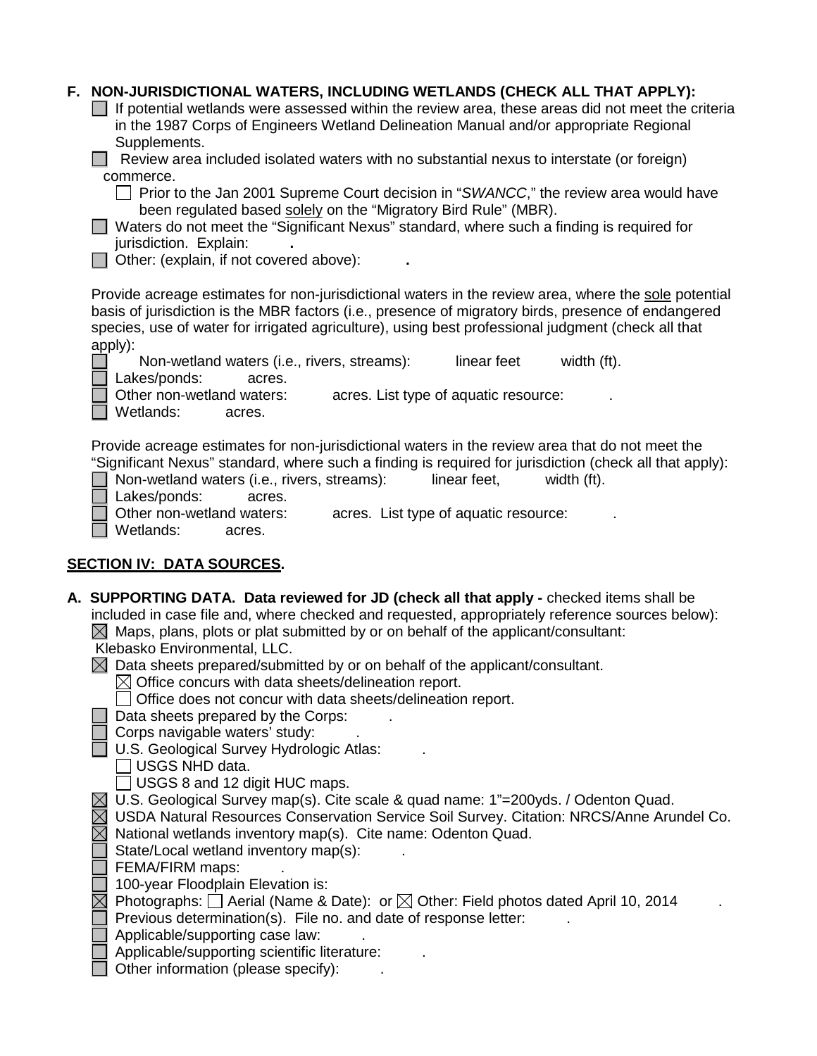**F. NON-JURISDICTIONAL WATERS, INCLUDING WETLANDS (CHECK ALL THAT APPLY):**

- ☐ If potential wetlands were assessed within the review area, these areas did not meet the criteria in the 1987 Corps of Engineers Wetland Delineation Manual and/or appropriate Regional Supplements.
- ☐ Review area included isolated waters with no substantial nexus to interstate (or foreign) commerce.
  - ☐ Prior to the Jan 2001 Supreme Court decision in "*SWANCC*," the review area would have been regulated based solely on the "Migratory Bird Rule" (MBR).
- ☐ Waters do not meet the "Significant Nexus" standard, where such a finding is required for jurisdiction. Explain: **.**
- ☐ Other: (explain, if not covered above): **.**

Provide acreage estimates for non-jurisdictional waters in the review area, where the sole potential basis of jurisdiction is the MBR factors (i.e., presence of migratory birds, presence of endangered species, use of water for irrigated agriculture), using best professional judgment (check all that apply):

- ☐ Non-wetland waters (i.e., rivers, streams): linear feet width (ft).
- ☐ Lakes/ponds: acres.
- ☐ Other non-wetland waters: acres. List type of aquatic resource: .
- ☐ Wetlands: acres.

Provide acreage estimates for non-jurisdictional waters in the review area that do not meet the "Significant Nexus" standard, where such a finding is required for jurisdiction (check all that apply):

- ☐ Non-wetland waters (i.e., rivers, streams): linear feet, width (ft).
- ☐ Lakes/ponds: acres.
- ☐ Other non-wetland waters: acres. List type of aquatic resource: .
- ☐ Wetlands: acres.

## SECTION IV: DATA SOURCES.

**A. SUPPORTING DATA. Data reviewed for JD (check all that apply -** checked items shall be included in case file and, where checked and requested, appropriately reference sources below):

- ☒ Maps, plans, plots or plat submitted by or on behalf of the applicant/consultant: Klebasko Environmental, LLC.
- ☒ Data sheets prepared/submitted by or on behalf of the applicant/consultant.
  - ☒ Office concurs with data sheets/delineation report.
  - ☐ Office does not concur with data sheets/delineation report.
- ☐ Data sheets prepared by the Corps: .
- ☐ Corps navigable waters' study: .
- ☐ U.S. Geological Survey Hydrologic Atlas: .
  - ☐ USGS NHD data.
  - ☐ USGS 8 and 12 digit HUC maps.
- ☒ U.S. Geological Survey map(s). Cite scale & quad name: 1"=200yds. / Odenton Quad.
- ☒ USDA Natural Resources Conservation Service Soil Survey. Citation: NRCS/Anne Arundel Co.
- ☒ National wetlands inventory map(s). Cite name: Odenton Quad.
- ☐ State/Local wetland inventory map(s): .
- ☐ FEMA/FIRM maps: .
- ☐ 100-year Floodplain Elevation is:
- ☒ Photographs: ☐ Aerial (Name & Date): or ☒ Other: Field photos dated April 10, 2014 .
- ☐ Previous determination(s). File no. and date of response letter: .
- ☐ Applicable/supporting case law: .
- ☐ Applicable/supporting scientific literature: .
- ☐ Other information (please specify): .